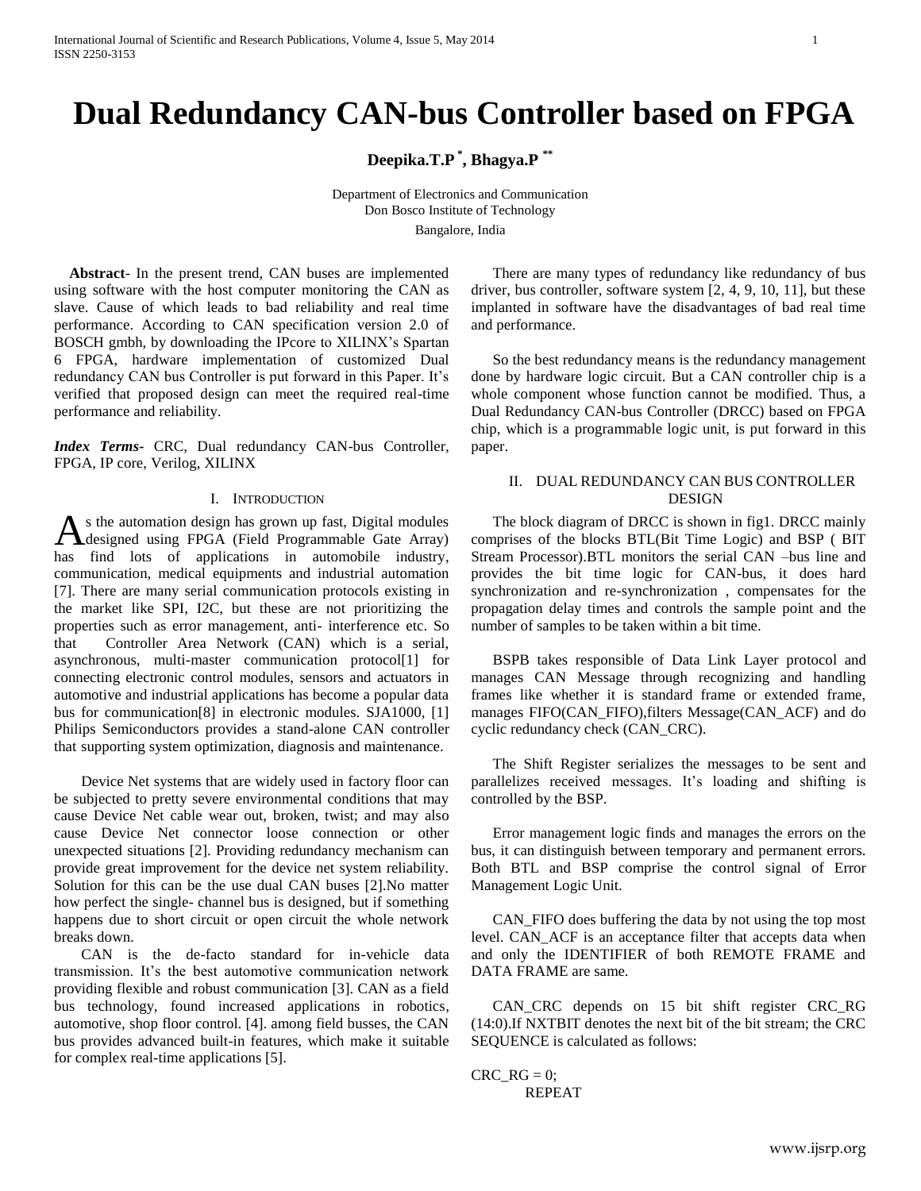#  Dual Redundancy CAN-bus Controller based on FPGA

**Deepika.T.P [*], Bhagya.P [**]**

Department of Electronics and Communication
Don Bosco Institute of Technology
Bangalore, India

**Abstract**- In the present trend, CAN buses are implemented using software with the host computer monitoring the CAN as slave. Cause of which leads to bad reliability and real time performance. According to CAN specification version 2.0 of BOSCH gmbh, by downloading the IPcore to XILINX's Spartan 6 FPGA, hardware implementation of customized Dual redundancy CAN bus Controller is put forward in this Paper. It's verified that proposed design can meet the required real-time performance and reliability.

***Index Terms***- CRC, Dual redundancy CAN-bus Controller, FPGA, IP core, Verilog, XILINX

## I. Introduction

As the automation design has grown up fast, Digital modules designed using FPGA (Field Programmable Gate Array) has find lots of applications in automobile industry, communication, medical equipments and industrial automation [7]. There are many serial communication protocols existing in the market like SPI, I2C, but these are not prioritizing the properties such as error management, anti- interference etc. So that Controller Area Network (CAN) which is a serial, asynchronous, multi-master communication protocol[1] for connecting electronic control modules, sensors and actuators in automotive and industrial applications has become a popular data bus for communication[8] in electronic modules. SJA1000, [1] Philips Semiconductors provides a stand-alone CAN controller that supporting system optimization, diagnosis and maintenance.

Device Net systems that are widely used in factory floor can be subjected to pretty severe environmental conditions that may cause Device Net cable wear out, broken, twist; and may also cause Device Net connector loose connection or other unexpected situations [2]. Providing redundancy mechanism can provide great improvement for the device net system reliability. Solution for this can be the use dual CAN buses [2].No matter how perfect the single- channel bus is designed, but if something happens due to short circuit or open circuit the whole network breaks down.

CAN is the de-facto standard for in-vehicle data transmission. It's the best automotive communication network providing flexible and robust communication [3]. CAN as a field bus technology, found increased applications in robotics, automotive, shop floor control. [4]. among field busses, the CAN bus provides advanced built-in features, which make it suitable for complex real-time applications [5].

There are many types of redundancy like redundancy of bus driver, bus controller, software system [2, 4, 9, 10, 11], but these implanted in software have the disadvantages of bad real time and performance.

So the best redundancy means is the redundancy management done by hardware logic circuit. But a CAN controller chip is a whole component whose function cannot be modified. Thus, a Dual Redundancy CAN-bus Controller (DRCC) based on FPGA chip, which is a programmable logic unit, is put forward in this paper.

## II. Dual Redundancy CAN Bus Controller Design

The block diagram of DRCC is shown in fig1. DRCC mainly comprises of the blocks BTL(Bit Time Logic) and BSP ( BIT Stream Processor).BTL monitors the serial CAN –bus line and provides the bit time logic for CAN-bus, it does hard synchronization and re-synchronization , compensates for the propagation delay times and controls the sample point and the number of samples to be taken within a bit time.

BSPB takes responsible of Data Link Layer protocol and manages CAN Message through recognizing and handling frames like whether it is standard frame or extended frame, manages FIFO(CAN_FIFO),filters Message(CAN_ACF) and do cyclic redundancy check (CAN_CRC).

The Shift Register serializes the messages to be sent and parallelizes received messages. It's loading and shifting is controlled by the BSP.

Error management logic finds and manages the errors on the bus, it can distinguish between temporary and permanent errors. Both BTL and BSP comprise the control signal of Error Management Logic Unit.

CAN_FIFO does buffering the data by not using the top most level. CAN_ACF is an acceptance filter that accepts data when and only the IDENTIFIER of both REMOTE FRAME and DATA FRAME are same.

CAN_CRC depends on 15 bit shift register CRC_RG (14:0).If NXTBIT denotes the next bit of the bit stream; the CRC SEQUENCE is calculated as follows:

```
CRC_RG = 0;
    REPEAT
```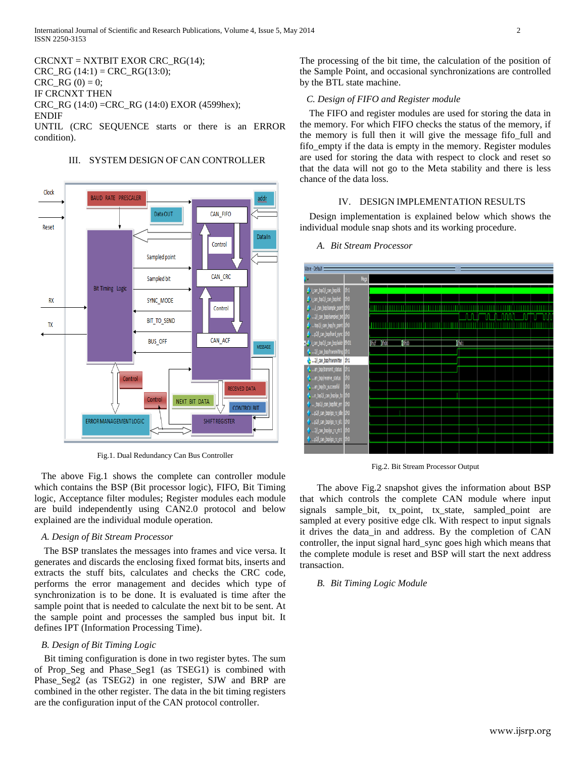CRCNXT = NXTBIT EXOR CRC_RG(14);
CRC_RG (14:1) = CRC_RG(13:0);
CRC_RG (0) = 0;
IF CRCNXT THEN
CRC_RG (14:0) =CRC_RG (14:0) EXOR (4599hex);
ENDIF
UNTIL (CRC SEQUENCE starts or there is an ERROR condition).

## III. SYSTEM DESIGN OF CAN CONTROLLER

Fig.1. Dual Redundancy Can Bus Controller

The above Fig.1 shows the complete can controller module which contains the BSP (Bit processor logic), FIFO, Bit Timing logic, Acceptance filter modules; Register modules each module are build independently using CAN2.0 protocol and below explained are the individual module operation.

### *A. Design of Bit Stream Processor*

The BSP translates the messages into frames and vice versa. It generates and discards the enclosing fixed format bits, inserts and extracts the stuff bits, calculates and checks the CRC code, performs the error management and decides which type of synchronization is to be done. It is evaluated is time after the sample point that is needed to calculate the next bit to be sent. At the sample point and processes the sampled bus input bit. It defines IPT (Information Processing Time).

### *B. Design of Bit Timing Logic*

Bit timing configuration is done in two register bytes. The sum of Prop_Seg and Phase_Seg1 (as TSEG1) is combined with Phase_Seg2 (as TSEG2) in one register, SJW and BRP are combined in the other register. The data in the bit timing registers are the configuration input of the CAN protocol controller.

The processing of the bit time, the calculation of the position of the Sample Point, and occasional synchronizations are controlled by the BTL state machine.

### *C. Design of FIFO and Register module*

The FIFO and register modules are used for storing the data in the memory. For which FIFO checks the status of the memory, if the memory is full then it will give the message fifo_full and fifo_empty if the data is empty in the memory. Register modules are used for storing the data with respect to clock and reset so that the data will not go to the Meta stability and there is less chance of the data loss.

## IV. DESIGN IMPLEMENTATION RESULTS

Design implementation is explained below which shows the individual module snap shots and its working procedure.

### *A. Bit Stream Processor*

Fig.2. Bit Stream Processor Output

The above Fig.2 snapshot gives the information about BSP that which controls the complete CAN module where input signals sample_bit, tx_point, tx_state, sampled_point are sampled at every positive edge clk. With respect to input signals it drives the data_in and address. By the completion of CAN controller, the input signal hard_sync goes high which means that the complete module is reset and BSP will start the next address transaction.

### *B. Bit Timing Logic Module*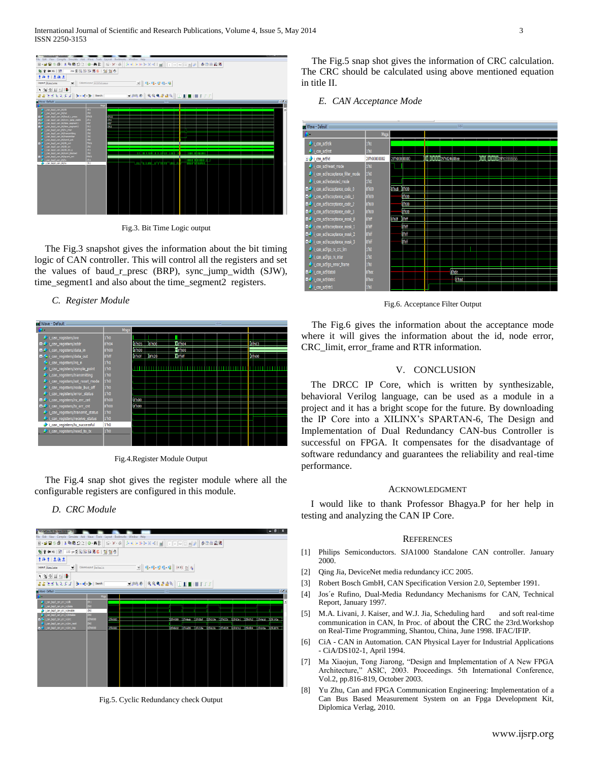Fig.3. Bit Time Logic output

The Fig.3 snapshot gives the information about the bit timing logic of CAN controller. This will control all the registers and set the values of baud_r_presc (BRP), sync_jump_width (SJW), time_segment1 and also about the time_segment2 registers.

### C. Register Module

Fig.4.Register Module Output

The Fig.4 snap shot gives the register module where all the configurable registers are configured in this module.

### D. CRC Module

Fig.5. Cyclic Redundancy check Output

The Fig.5 snap shot gives the information of CRC calculation. The CRC should be calculated using above mentioned equation in title II.

### E. CAN Acceptance Mode

Fig.6. Acceptance Filter Output

The Fig.6 gives the information about the acceptance mode where it will gives the information about the id, node error, CRC_limit, error_frame and RTR information.

## V. CONCLUSION

The DRCC IP Core, which is written by synthesizable, behavioral Verilog language, can be used as a module in a project and it has a bright scope for the future. By downloading the IP Core into a XILINX's SPARTAN-6, The Design and Implementation of Dual Redundancy CAN-bus Controller is successful on FPGA. It compensates for the disadvantage of software redundancy and guarantees the reliability and real-time performance.

## ACKNOWLEDGMENT

I would like to thank Professor Bhagya.P for her help in testing and analyzing the CAN IP Core.

## REFERENCES

[1] Philips Semiconductors. SJA1000 Standalone CAN controller. January 2000.

[2] Qing Jia, DeviceNet media redundancy iCC 2005.

[3] Robert Bosch GmbH, CAN Specification Version 2.0, September 1991.

[4] Jos´e Rufino, Dual-Media Redundancy Mechanisms for CAN, Technical Report, January 1997.

[5] M.A. Livani, J. Kaiser, and W.J. Jia, Scheduling hard and soft real-time communication in CAN, In Proc. of about the CRC the 23rd.Workshop on Real-Time Programming, Shantou, China, June 1998. IFAC/IFIP.

[6] CiA - CAN in Automation. CAN Physical Layer for Industrial Applications - CiA/DS102-1, April 1994.

[7] Ma Xiaojun, Tong Jiarong, "Design and Implementation of A New FPGA Architecture," ASIC, 2003. Proceedings. 5th International Conference, Vol.2, pp.816-819, October 2003.

[8] Yu Zhu, Can and FPGA Communication Engineering: Implementation of a Can Bus Based Measurement System on an Fpga Development Kit, Diplomica Verlag, 2010.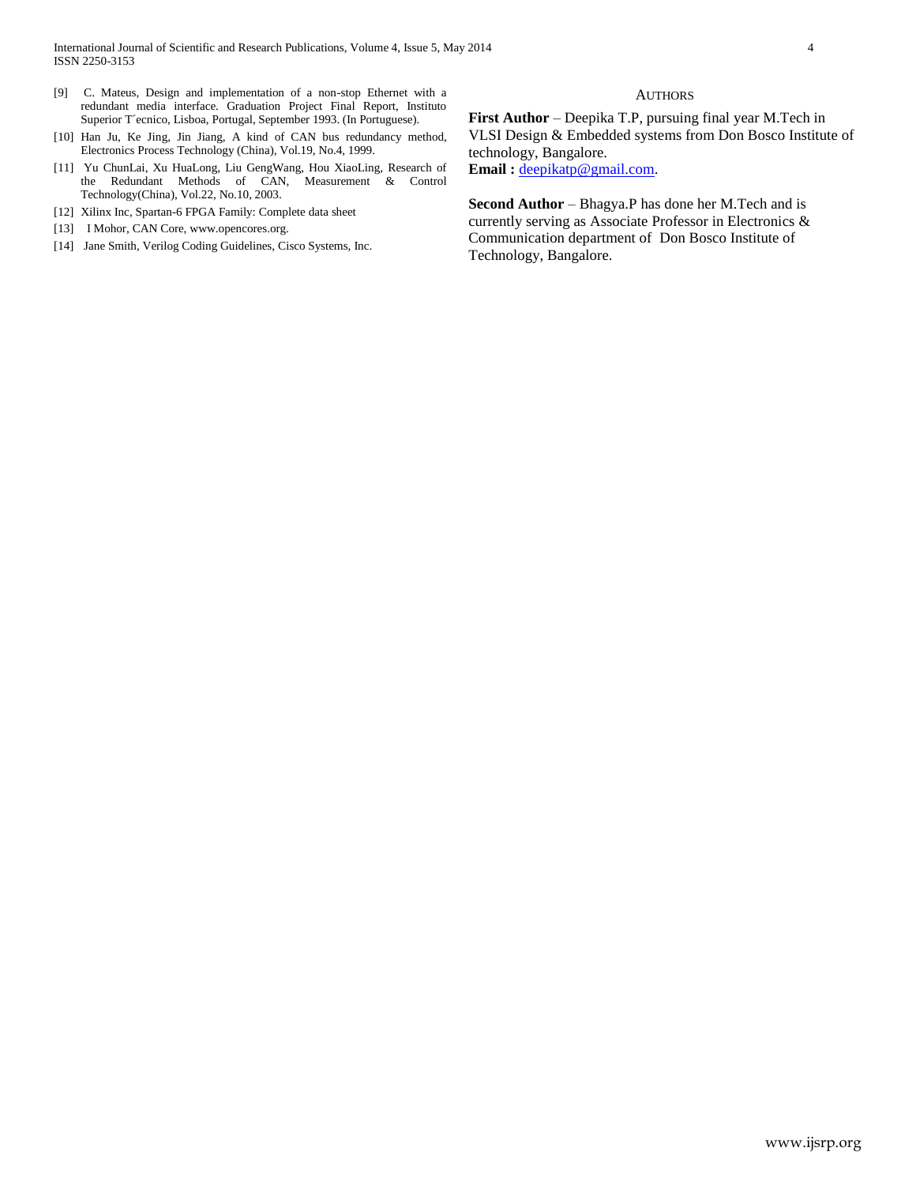[9] C. Mateus, Design and implementation of a non-stop Ethernet with a redundant media interface. Graduation Project Final Report, Instituto Superior T´ecnico, Lisboa, Portugal, September 1993. (In Portuguese).

[10] Han Ju, Ke Jing, Jin Jiang, A kind of CAN bus redundancy method, Electronics Process Technology (China), Vol.19, No.4, 1999.

[11] Yu ChunLai, Xu HuaLong, Liu GengWang, Hou XiaoLing, Research of the Redundant Methods of CAN, Measurement & Control Technology(China), Vol.22, No.10, 2003.

[12] Xilinx Inc, Spartan-6 FPGA Family: Complete data sheet

[13] I Mohor, CAN Core, www.opencores.org.

[14] Jane Smith, Verilog Coding Guidelines, Cisco Systems, Inc.

## AUTHORS

**First Author** – Deepika T.P, pursuing final year M.Tech in VLSI Design & Embedded systems from Don Bosco Institute of technology, Bangalore.
**Email :** deepikatp@gmail.com.

**Second Author** – Bhagya.P has done her M.Tech and is currently serving as Associate Professor in Electronics & Communication department of Don Bosco Institute of Technology, Bangalore.